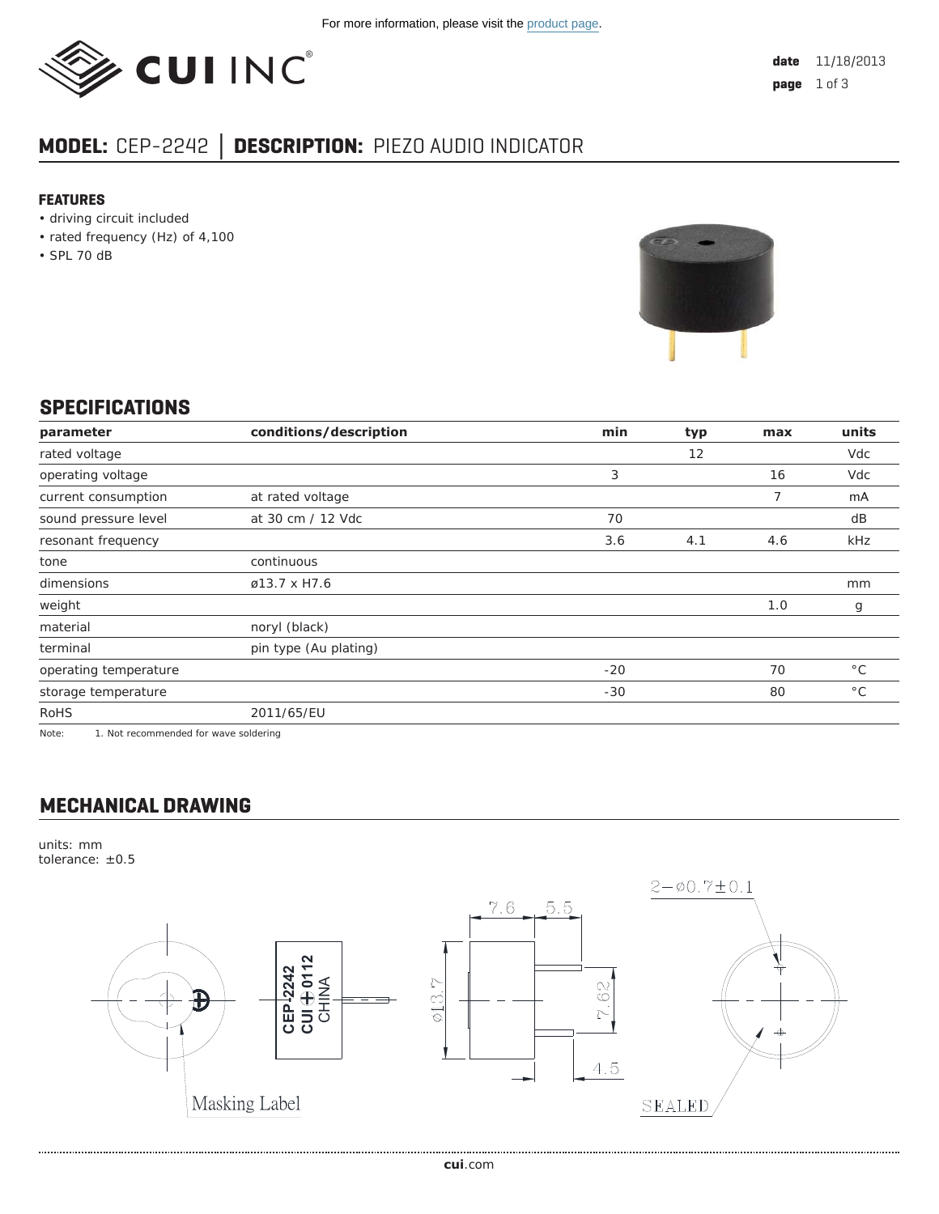For more information, please visit the product page.

**date** 11/18/2013

# MODEL: CEP-2242 | DESCRIPTION: PIEZO AUDIO INDICATOR

### FEATURES

- driving circuit included
- rated frequency (Hz) of 4,100
- SPL 70 dB

## SPECIFICATIONS

| parameter | conditions/description | min | typ | max | units |
|---|---|---|---|---|---|
| rated voltage | | | 12 | | Vdc |
| operating voltage | | 3 | | 16 | Vdc |
| current consumption | at rated voltage | | | 7 | mA |
| sound pressure level | at 30 cm / 12 Vdc | 70 | | | dB |
| resonant frequency | | 3.6 | 4.1 | 4.6 | kHz |
| tone | continuous | | | | |
| dimensions | ø13.7 x H7.6 | | | | mm |
| weight | | | | 1.0 | g |
| material | noryl (black) | | | | |
| terminal | pin type (Au plating) | | | | |
| operating temperature | | -20 | | 70 | °C |
| storage temperature | | -30 | | 80 | °C |
| RoHS | 2011/65/EU | | | | |

Note: 1. Not recommended for wave soldering

## MECHANICAL DRAWING

units: mm
tolerance: ±0.5

2−ø0.7±0.1

7.6 5.5

ø13.7 7.62

4.5

CEP-2242
CUI 0112
CHINA

Masking Label

SEALED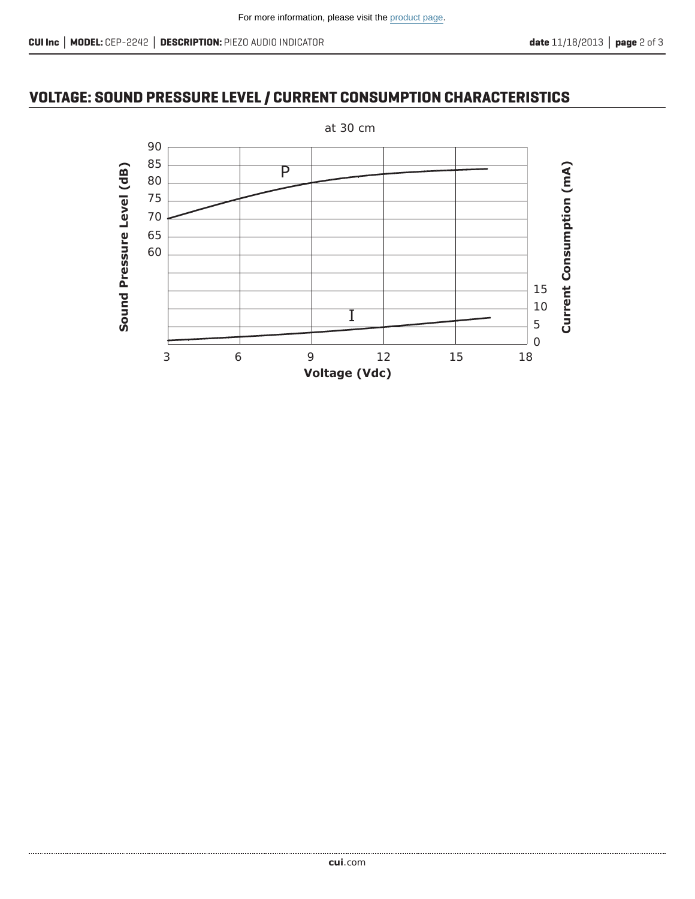## VOLTAGE: SOUND PRESSURE LEVEL / CURRENT CONSUMPTION CHARACTERISTICS

at 30 cm

Sound Pressure Level (dB): 90, 85, 80, 75, 70, 65, 60

Current Consumption (mA): 15, 10, 5, 0

P

I

3, 6, 9, 12, 15, 18

Voltage (Vdc)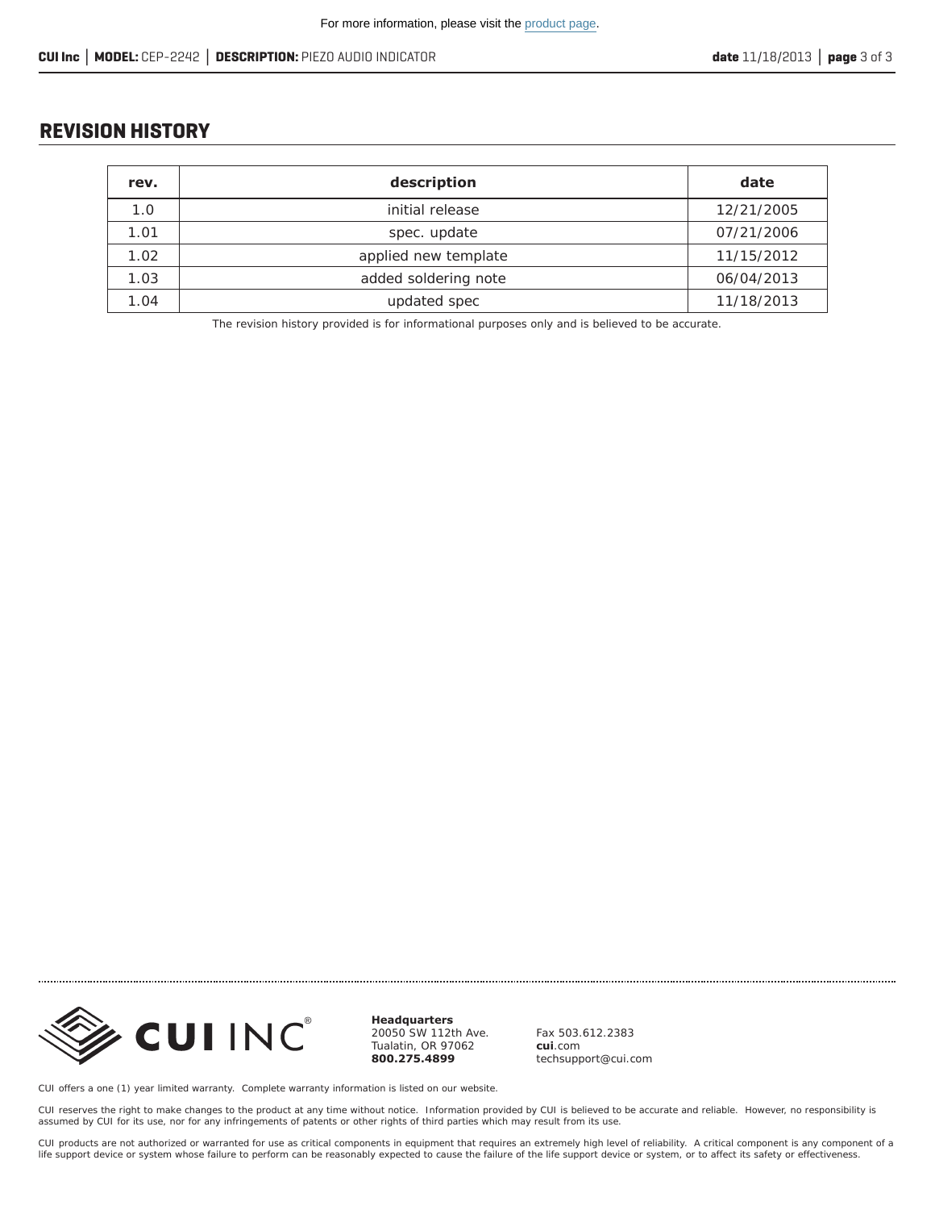For more information, please visit the product page.

## REVISION HISTORY

| rev. | description | date |
| --- | --- | --- |
| 1.0 | initial release | 12/21/2005 |
| 1.01 | spec. update | 07/21/2006 |
| 1.02 | applied new template | 11/15/2012 |
| 1.03 | added soldering note | 06/04/2013 |
| 1.04 | updated spec | 11/18/2013 |

The revision history provided is for informational purposes only and is believed to be accurate.

CUI INC®

**Headquarters**
20050 SW 112th Ave.
Tualatin, OR 97062
**800.275.4899**

Fax 503.612.2383
**cui**.com
techsupport@cui.com

CUI offers a one (1) year limited warranty. Complete warranty information is listed on our website.

CUI reserves the right to make changes to the product at any time without notice. Information provided by CUI is believed to be accurate and reliable. However, no responsibility is assumed by CUI for its use, nor for any infringements of patents or other rights of third parties which may result from its use.

CUI products are not authorized or warranted for use as critical components in equipment that requires an extremely high level of reliability. A critical component is any component of a life support device or system whose failure to perform can be reasonably expected to cause the failure of the life support device or system, or to affect its safety or effectiveness.